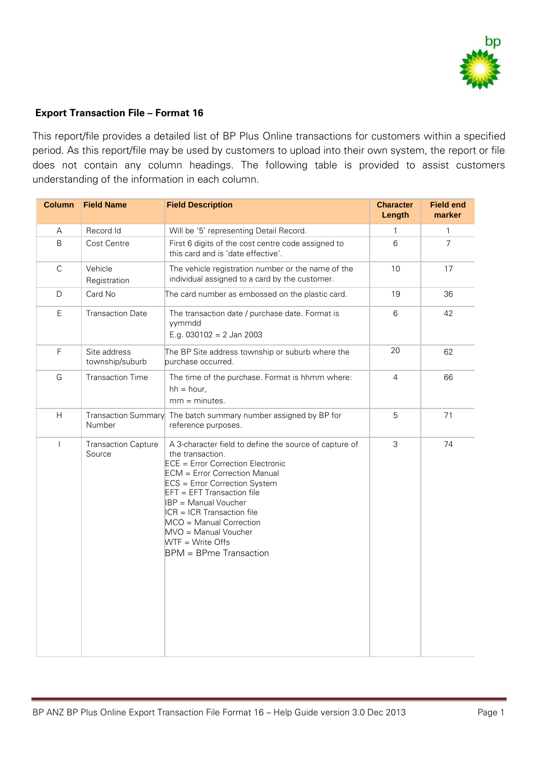## Export Transaction File – Format 16

This report/file provides a detailed list of BP Plus Online transactions for customers within a specified period. As this report/file may be used by customers to upload into their own system, the report or file does not contain any column headings. The following table is provided to assist customers understanding of the information in each column.

| Column | Field Name | Field Description | Character Length | Field end marker |
|---|---|---|---|---|
| A | Record Id | Will be '5' representing Detail Record. | 1 | 1 |
| B | Cost Centre | First 6 digits of the cost centre code assigned to this card and is 'date effective'. | 6 | 7 |
| C | Vehicle Registration | The vehicle registration number or the name of the individual assigned to a card by the customer. | 10 | 17 |
| D | Card No | The card number as embossed on the plastic card. | 19 | 36 |
| E | Transaction Date | The transaction date / purchase date. Format is yymmdd<br>E.g. 030102 = 2 Jan 2003 | 6 | 42 |
| F | Site address township/suburb | The BP Site address township or suburb where the purchase occurred. | 20 | 62 |
| G | Transaction Time | The time of the purchase. Format is hhmm where:<br>hh = hour,<br>mm = minutes. | 4 | 66 |
| H | Transaction Summary Number | The batch summary number assigned by BP for reference purposes. | 5 | 71 |
| I | Transaction Capture Source | A 3-character field to define the source of capture of the transaction.<br>ECE = Error Correction Electronic<br>ECM = Error Correction Manual<br>ECS = Error Correction System<br>EFT = EFT Transaction file<br>IBP = Manual Voucher<br>ICR = ICR Transaction file<br>MCO = Manual Correction<br>MVO = Manual Voucher<br>WTF = Write Offs<br>BPM = BPme Transaction | 3 | 74 |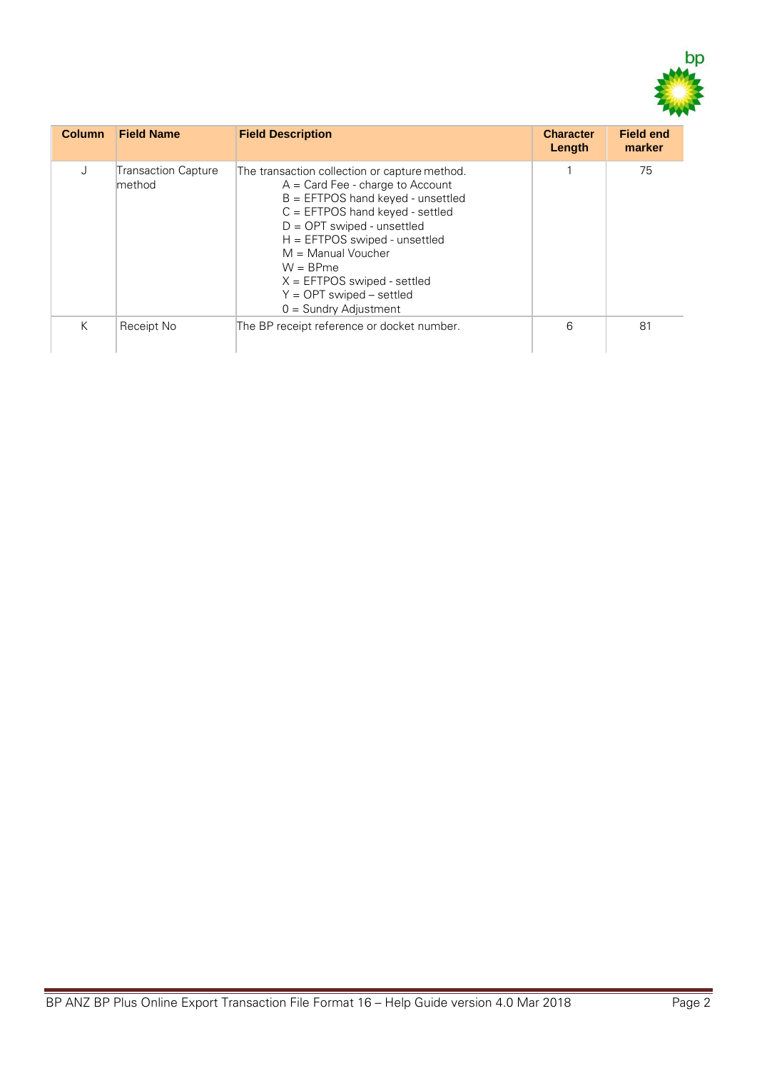| Column | Field Name | Field Description | Character Length | Field end marker |
|---|---|---|---|---|
| J | Transaction Capture method | The transaction collection or capture method.<br>A = Card Fee - charge to Account<br>B = EFTPOS hand keyed - unsettled<br>C = EFTPOS hand keyed - settled<br>D = OPT swiped - unsettled<br>H = EFTPOS swiped - unsettled<br>M = Manual Voucher<br>W = BPme<br>X = EFTPOS swiped - settled<br>Y = OPT swiped – settled<br>0 = Sundry Adjustment | 1 | 75 |
| K | Receipt No | The BP receipt reference or docket number. | 6 | 81 |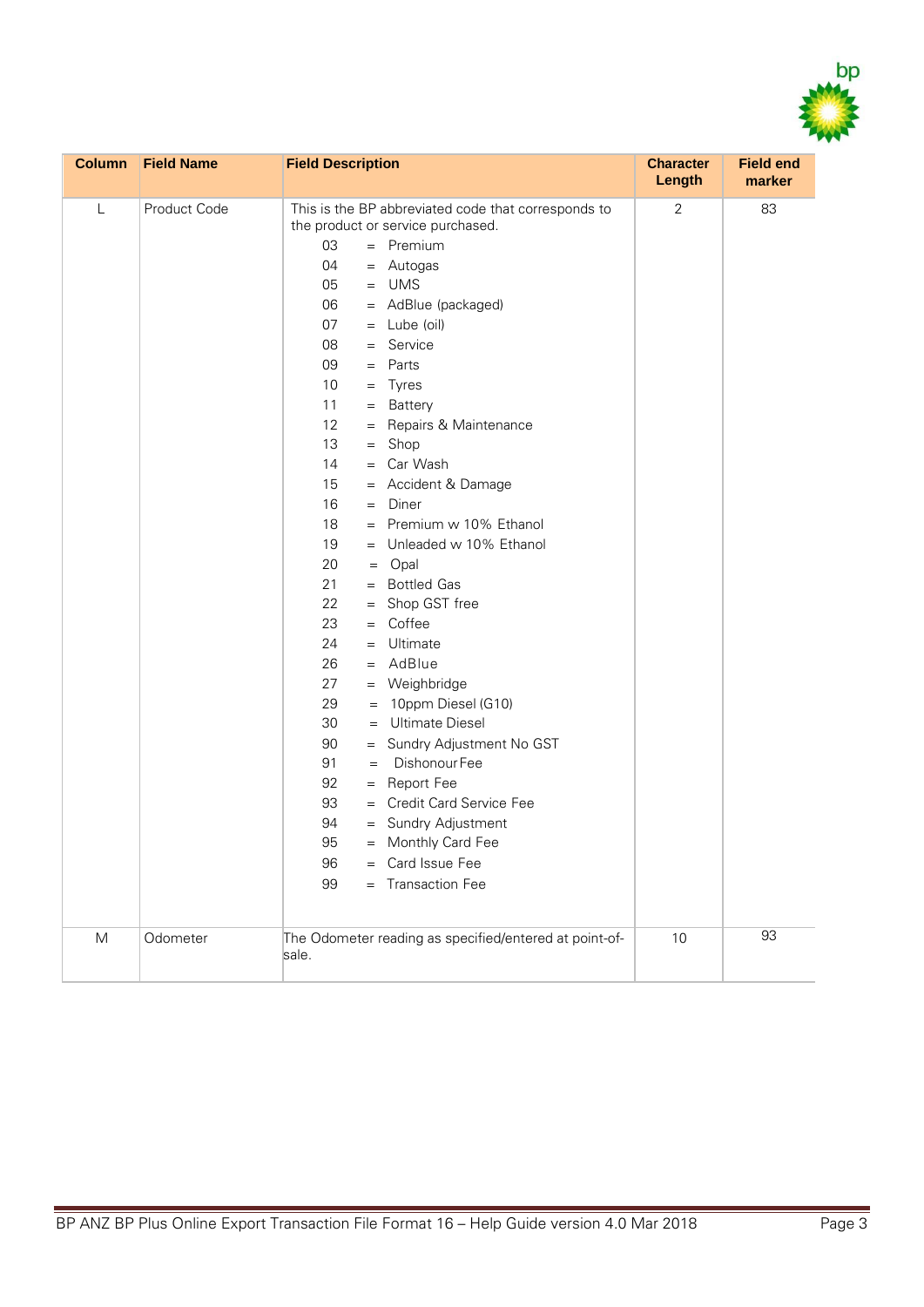| Column | Field Name | Field Description | Character Length | Field end marker |
|---|---|---|---|---|
| L | Product Code | This is the BP abbreviated code that corresponds to the product or service purchased.<br>03 = Premium<br>04 = Autogas<br>05 = UMS<br>06 = AdBlue (packaged)<br>07 = Lube (oil)<br>08 = Service<br>09 = Parts<br>10 = Tyres<br>11 = Battery<br>12 = Repairs & Maintenance<br>13 = Shop<br>14 = Car Wash<br>15 = Accident & Damage<br>16 = Diner<br>18 = Premium w 10% Ethanol<br>19 = Unleaded w 10% Ethanol<br>20 = Opal<br>21 = Bottled Gas<br>22 = Shop GST free<br>23 = Coffee<br>24 = Ultimate<br>26 = AdBlue<br>27 = Weighbridge<br>29 = 10ppm Diesel (G10)<br>30 = Ultimate Diesel<br>90 = Sundry Adjustment No GST<br>91 = Dishonour Fee<br>92 = Report Fee<br>93 = Credit Card Service Fee<br>94 = Sundry Adjustment<br>95 = Monthly Card Fee<br>96 = Card Issue Fee<br>99 = Transaction Fee | 2 | 83 |
| M | Odometer | The Odometer reading as specified/entered at point-of-sale. | 10 | 93 |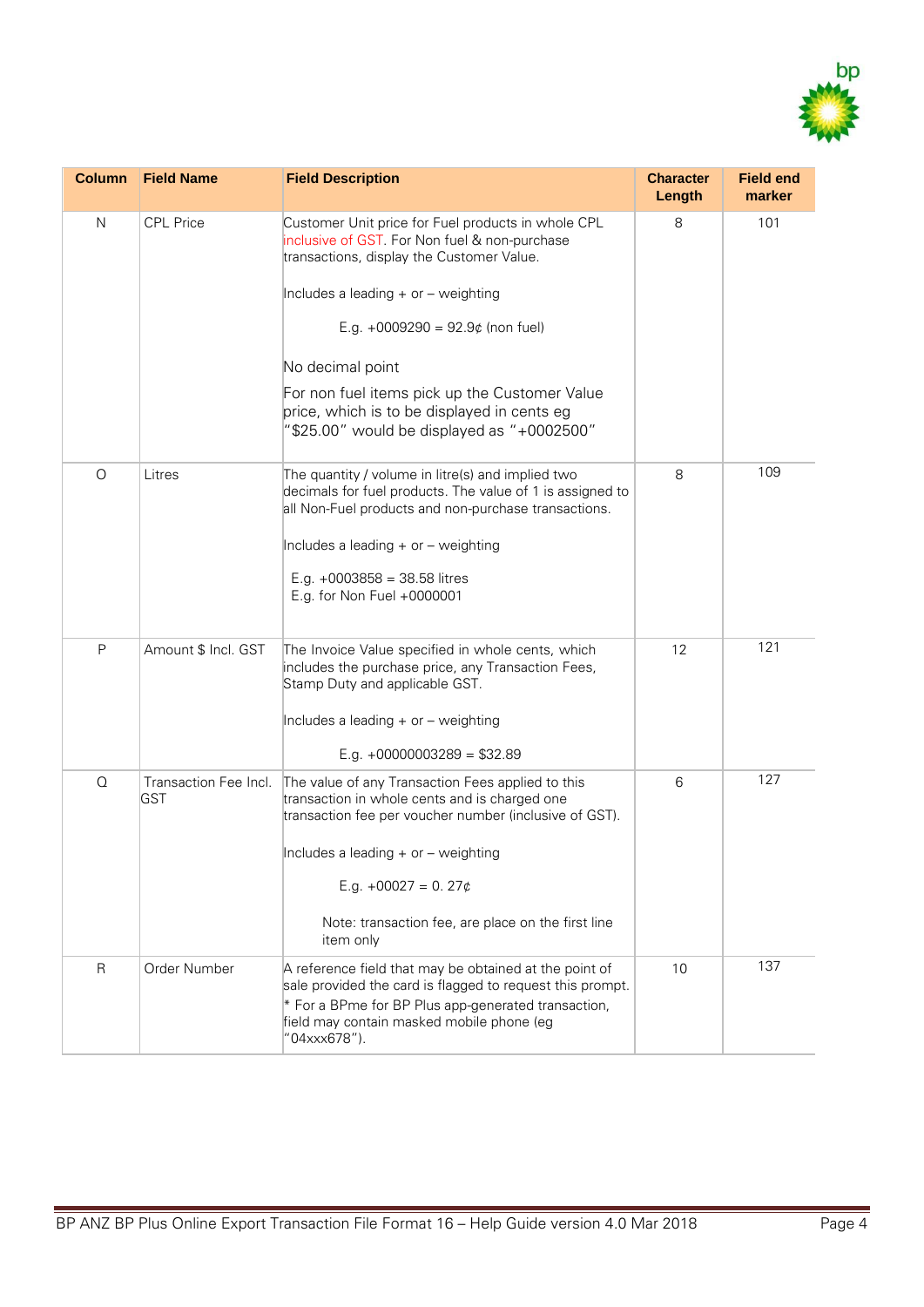| Column | Field Name | Field Description | Character Length | Field end marker |
|---|---|---|---|---|
| N | CPL Price | Customer Unit price for Fuel products in whole CPL inclusive of GST. For Non fuel & non-purchase transactions, display the Customer Value.<br><br>Includes a leading + or – weighting<br><br>E.g. +0009290 = 92.9¢ (non fuel)<br><br>No decimal point<br><br>For non fuel items pick up the Customer Value price, which is to be displayed in cents eg "$25.00" would be displayed as "+0002500" | 8 | 101 |
| O | Litres | The quantity / volume in litre(s) and implied two decimals for fuel products. The value of 1 is assigned to all Non-Fuel products and non-purchase transactions.<br><br>Includes a leading + or – weighting<br><br>E.g. +0003858 = 38.58 litres<br>E.g. for Non Fuel +0000001 | 8 | 109 |
| P | Amount $ Incl. GST | The Invoice Value specified in whole cents, which includes the purchase price, any Transaction Fees, Stamp Duty and applicable GST.<br><br>Includes a leading + or – weighting<br><br>E.g. +00000003289 = $32.89 | 12 | 121 |
| Q | Transaction Fee Incl. GST | The value of any Transaction Fees applied to this transaction in whole cents and is charged one transaction fee per voucher number (inclusive of GST).<br><br>Includes a leading + or – weighting<br><br>E.g. +00027 = 0. 27¢<br><br>Note: transaction fee, are place on the first line item only | 6 | 127 |
| R | Order Number | A reference field that may be obtained at the point of sale provided the card is flagged to request this prompt.<br>* For a BPme for BP Plus app-generated transaction, field may contain masked mobile phone (eg "04xxx678"). | 10 | 137 |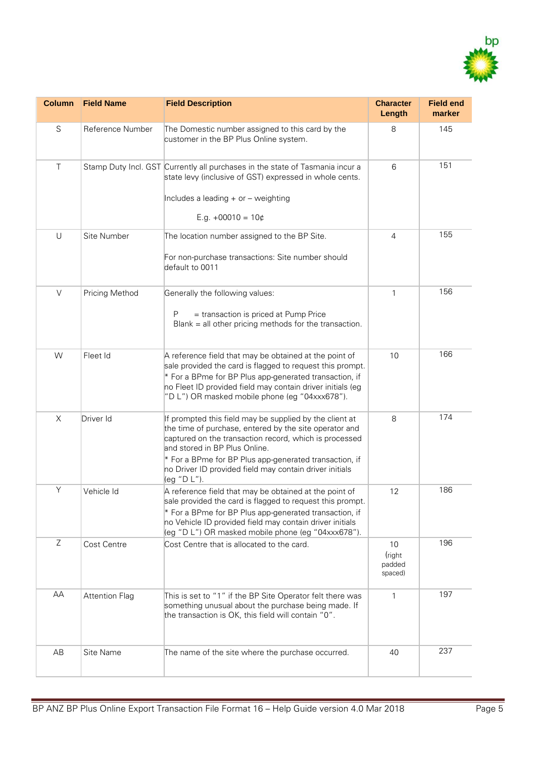| Column | Field Name | Field Description | Character Length | Field end marker |
|---|---|---|---|---|
| S | Reference Number | The Domestic number assigned to this card by the customer in the BP Plus Online system. | 8 | 145 |
| T | Stamp Duty Incl. GST | Currently all purchases in the state of Tasmania incur a state levy (inclusive of GST) expressed in whole cents.<br><br>Includes a leading + or – weighting<br><br>E.g. +00010 = 10¢ | 6 | 151 |
| U | Site Number | The location number assigned to the BP Site.<br><br>For non-purchase transactions: Site number should default to 0011 | 4 | 155 |
| V | Pricing Method | Generally the following values:<br><br>P = transaction is priced at Pump Price<br>Blank = all other pricing methods for the transaction. | 1 | 156 |
| W | Fleet Id | A reference field that may be obtained at the point of sale provided the card is flagged to request this prompt.<br>* For a BPme for BP Plus app-generated transaction, if no Fleet ID provided field may contain driver initials (eg "D L") OR masked mobile phone (eg "04xxx678"). | 10 | 166 |
| X | Driver Id | If prompted this field may be supplied by the client at the time of purchase, entered by the site operator and captured on the transaction record, which is processed and stored in BP Plus Online.<br>* For a BPme for BP Plus app-generated transaction, if no Driver ID provided field may contain driver initials (eg "D L"). | 8 | 174 |
| Y | Vehicle Id | A reference field that may be obtained at the point of sale provided the card is flagged to request this prompt.<br>* For a BPme for BP Plus app-generated transaction, if no Vehicle ID provided field may contain driver initials (eg "D L") OR masked mobile phone (eg "04xxx678"). | 12 | 186 |
| Z | Cost Centre | Cost Centre that is allocated to the card. | 10 (right padded spaced) | 196 |
| AA | Attention Flag | This is set to "1" if the BP Site Operator felt there was something unusual about the purchase being made. If the transaction is OK, this field will contain "0". | 1 | 197 |
| AB | Site Name | The name of the site where the purchase occurred. | 40 | 237 |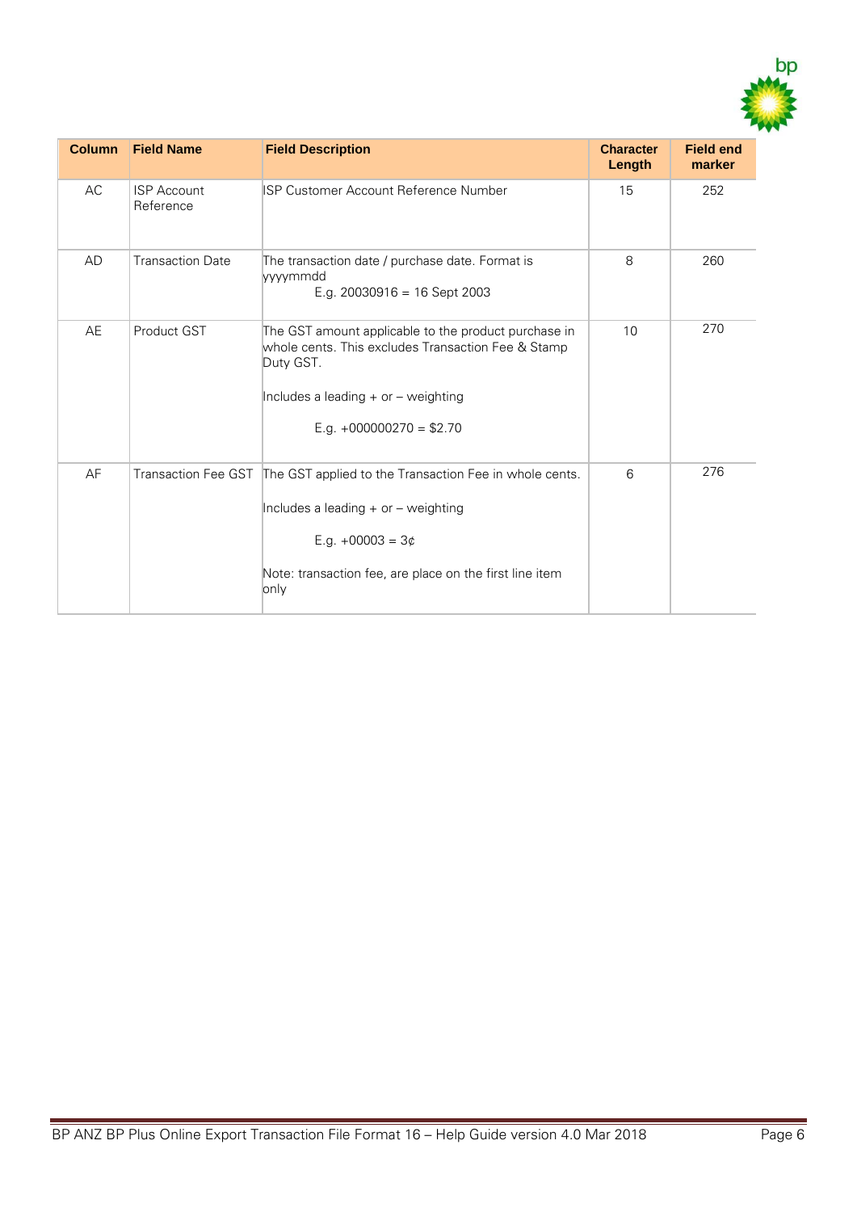| Column | Field Name | Field Description | Character Length | Field end marker |
|---|---|---|---|---|
| AC | ISP Account Reference | ISP Customer Account Reference Number | 15 | 252 |
| AD | Transaction Date | The transaction date / purchase date. Format is yyyymmdd<br>E.g. 20030916 = 16 Sept 2003 | 8 | 260 |
| AE | Product GST | The GST amount applicable to the product purchase in whole cents. This excludes Transaction Fee & Stamp Duty GST.<br><br>Includes a leading + or – weighting<br><br>E.g. +000000270 = $2.70 | 10 | 270 |
| AF | Transaction Fee GST | The GST applied to the Transaction Fee in whole cents.<br><br>Includes a leading + or – weighting<br><br>E.g. +00003 = 3¢<br><br>Note: transaction fee, are place on the first line item only | 6 | 276 |